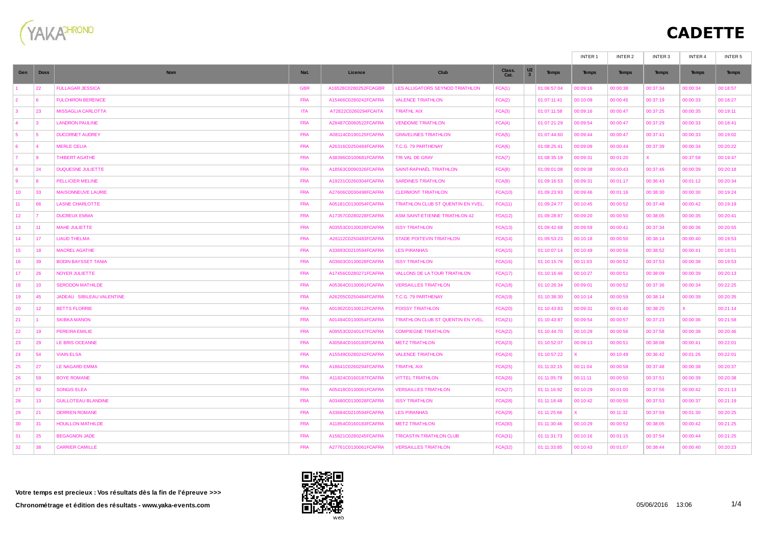# CADETTE

| Gen | Doss | Nom | Nat. | Licence | Club | Class. Cat. | U23 | Temps | INTER 1 Temps | INTER 2 Temps | INTER 3 Temps | INTER 4 Temps | INTER 5 Temps |
|---|---|---|---|---|---|---|---|---|---|---|---|---|---|
| 1 | 22 | FULLAGAR JESSICA | GBR | A16528C0280252FCAGBR | LES ALLIGATORS SEYNOD TRIATHLON | FCA(1) | | 01:06:57:04 | 00:09:16 | 00:00:38 | 00:37:34 | 00:00:34 | 00:18:57 |
| 2 | 6 | FULCHIRON BERENICE | FRA | A15466C0280242FCAFRA | VALENCE TRIATHLON | FCA(2) | | 01:07:11:41 | 00:10:09 | 00:00:45 | 00:37:19 | 00:00:33 | 00:18:27 |
| 3 | 23 | MISSAGLIA CARLOTTA | ITA | A72822C0260294FCAITA | TRIATHL`AIX | FCA(3) | | 01:07:11:58 | 00:09:16 | 00:00:47 | 00:37:25 | 00:00:35 | 00:19:11 |
| 4 | 3 | LANDRON PAULINE | FRA | A28487C0060522FCAFRA | VENDOME TRIATHLON | FCA(4) | | 01:07:21:29 | 00:09:54 | 00:00:47 | 00:37:29 | 00:00:33 | 00:18:41 |
| 5 | 5 | DUCORNET AUDREY | FRA | A08114C0190125FCAFRA | GRAVELINES TRIATHLON | FCA(5) | | 01:07:44:60 | 00:09:44 | 00:00:47 | 00:37:41 | 00:00:33 | 00:19:02 |
| 6 | 4 | MERLE CELIA | FRA | A26316C0250484FCAFRA | T.C.G. 79 PARTHENAY | FCA(6) | | 01:08:25:41 | 00:09:09 | 00:00:44 | 00:37:39 | 00:00:34 | 00:20:22 |
| 7 | 9 | THIBERT AGATHE | FRA | A38396C0100681FCAFRA | TRI VAL DE GRAY | FCA(7) | | 01:08:35:19 | 00:09:31 | 00:01:20 | X | 00:37:58 | 00:19:47 |
| 8 | 24 | DUQUESNE JULIETTE | FRA | A18563C0090326FCAFRA | SAINT-RAPHAËL TRIATHLON | FCA(8) | | 01:09:01:08 | 00:09:38 | 00:00:43 | 00:37:46 | 00:00:39 | 00:20:18 |
| 9 | 8 | PELLICIER MELINE | FRA | A19231C0260304FCAFRA | SARDINES TRIATHLON | FCA(9) | | 01:09:16:53 | 00:09:31 | 00:01:17 | 00:36:43 | 00:01:12 | 00:20:34 |
| 10 | 33 | MAISONNEUVE LAURIE | FRA | A27606C0030498FCAFRA | CLERMONT TRIATHLON | FCA(10) | | 01:09:23:93 | 00:09:46 | 00:01:16 | 00:38:30 | 00:00:30 | 00:19:24 |
| 11 | 66 | LASNE CHARLOTTE | FRA | A05181C0130054FCAFRA | TRIATHLON CLUB ST QUENTIN EN YVEL. | FCA(11) | | 01:09:24:77 | 00:10:45 | 00:00:52 | 00:37:48 | 00:00:42 | 00:19:19 |
| 12 | 7 | DUCREUX EMMA | FRA | A17357C0280228FCAFRA | ASM.SAINT-ETIENNE TRIATHLON 42 | FCA(12) | | 01:09:28:87 | 00:09:20 | 00:00:50 | 00:38:05 | 00:00:35 | 00:20:41 |
| 13 | 11 | MAHE JULIETTE | FRA | A03553C0130028FCAFRA | ISSY TRIATHLON | FCA(13) | | 01:09:42:68 | 00:09:59 | 00:00:41 | 00:37:34 | 00:00:36 | 00:20:55 |
| 14 | 17 | LIAUD THELMA | FRA | A26112C0250483FCAFRA | STADE POITEVIN TRIATHLON | FCA(14) | | 01:09:53:23 | 00:10:18 | 00:00:50 | 00:38:14 | 00:00:40 | 00:19:53 |
| 15 | 18 | MACREL AGATHE | FRA | A33693C0210594FCAFRA | LES PIRANHAS | FCA(15) | | 01:10:07:14 | 00:10:49 | 00:00:56 | 00:38:52 | 00:00:41 | 00:18:51 |
| 16 | 39 | BODIN BAYSSET TANIA | FRA | A03603C0130028FCAFRA | ISSY TRIATHLON | FCA(16) | | 01:10:15:76 | 00:11:03 | 00:00:52 | 00:37:53 | 00:00:38 | 00:19:53 |
| 17 | 26 | NOYER JULIETTE | FRA | A17456C0280271FCAFRA | VALLONS DE LA TOUR TRIATHLON | FCA(17) | | 01:10:16:46 | 00:10:27 | 00:00:51 | 00:38:09 | 00:00:39 | 00:20:13 |
| 18 | 10 | SERODON MATHILDE | FRA | A05364C0130061FCAFRA | VERSAILLES TRIATHLON | FCA(18) | | 01:10:26:34 | 00:09:01 | 00:00:52 | 00:37:36 | 00:00:34 | 00:22:25 |
| 19 | 45 | JADEAU SIBILEAU VALENTINE | FRA | A26205C0250484FCAFRA | T.C.G. 79 PARTHENAY | FCA(19) | | 01:10:38:30 | 00:10:14 | 00:00:59 | 00:38:14 | 00:00:39 | 00:20:35 |
| 20 | 12 | BETTS FLORRIE | FRA | A01902C0130012FCAFRA | POISSY TRIATHLON | FCA(20) | | 01:10:43:83 | 00:09:31 | 00:01:40 | 00:38:20 | X | 00:21:14 |
| 21 | 1 | SKIBKA MANON | FRA | A01494C0130054FCAFRA | TRIATHLON CLUB ST QUENTIN EN YVEL. | FCA(21) | | 01:10:43:87 | 00:09:54 | 00:00:57 | 00:37:23 | 00:00:36 | 00:21:58 |
| 22 | 19 | PEREIRA EMILIE | FRA | A09553C0240147FCAFRA | COMPIEGNE TRIATHLON | FCA(22) | | 01:10:44:70 | 00:10:29 | 00:00:56 | 00:37:58 | 00:00:38 | 00:20:46 |
| 23 | 29 | LE BRIS OCEANNE | FRA | A30584C0160183FCAFRA | METZ TRIATHLON | FCA(23) | | 01:10:52:07 | 00:09:13 | 00:00:51 | 00:38:08 | 00:00:41 | 00:22:01 |
| 24 | 54 | VIAIN ELSA | FRA | A15549C0280242FCAFRA | VALENCE TRIATHLON | FCA(24) | | 01:10:57:22 | X | 00:10:49 | 00:36:42 | 00:01:26 | 00:22:01 |
| 25 | 27 | LE NAGARD EMMA | FRA | A18641C0260294FCAFRA | TRIATHL`AIX | FCA(25) | | 01:11:02:15 | 00:11:04 | 00:00:58 | 00:37:48 | 00:00:38 | 00:20:37 |
| 26 | 59 | BOYE ROMANE | FRA | A11824C0160187FCAFRA | VITTEL TRIATHLON | FCA(26) | | 01:11:05:79 | 00:11:11 | 00:00:50 | 00:37:51 | 00:00:39 | 00:20:38 |
| 27 | 92 | SONGIS ELEA | FRA | A05418C0130061FCAFRA | VERSAILLES TRIATHLON | FCA(27) | | 01:11:16:92 | 00:10:29 | 00:01:00 | 00:37:56 | 00:00:42 | 00:21:13 |
| 28 | 13 | GUILLOTEAU BLANDINE | FRA | A03480C0130028FCAFRA | ISSY TRIATHLON | FCA(28) | | 01:11:18:48 | 00:10:42 | 00:00:50 | 00:37:53 | 00:00:37 | 00:21:19 |
| 29 | 21 | DERRIEN ROMANE | FRA | A33684C0210594FCAFRA | LES PIRANHAS | FCA(29) | | 01:11:25:66 | X | 00:11:32 | 00:37:59 | 00:01:30 | 00:20:25 |
| 30 | 31 | HOUILLON MATHILDE | FRA | A11854C0160183FCAFRA | METZ TRIATHLON | FCA(30) | | 01:11:30:46 | 00:10:29 | 00:00:52 | 00:38:05 | 00:00:42 | 00:21:25 |
| 31 | 25 | BEGAGNON JADE | FRA | A15821C0280245FCAFRA | TRICASTIN TRIATHLON CLUB | FCA(31) | | 01:11:31:73 | 00:10:16 | 00:01:15 | 00:37:54 | 00:00:44 | 00:21:25 |
| 32 | 38 | CARRIER CAMILLE | FRA | A27761C0130061FCAFRA | VERSAILLES TRIATHLON | FCA(32) | | 01:11:33:85 | 00:10:43 | 00:01:07 | 00:38:44 | 00:00:40 | 00:20:23 |

**Votre temps est precieux : Vos résultats dès la fin de l'épreuve >>>**

**Chronométrage et édition des résultats - www.yaka-events.com**

web

05/06/2016 13:06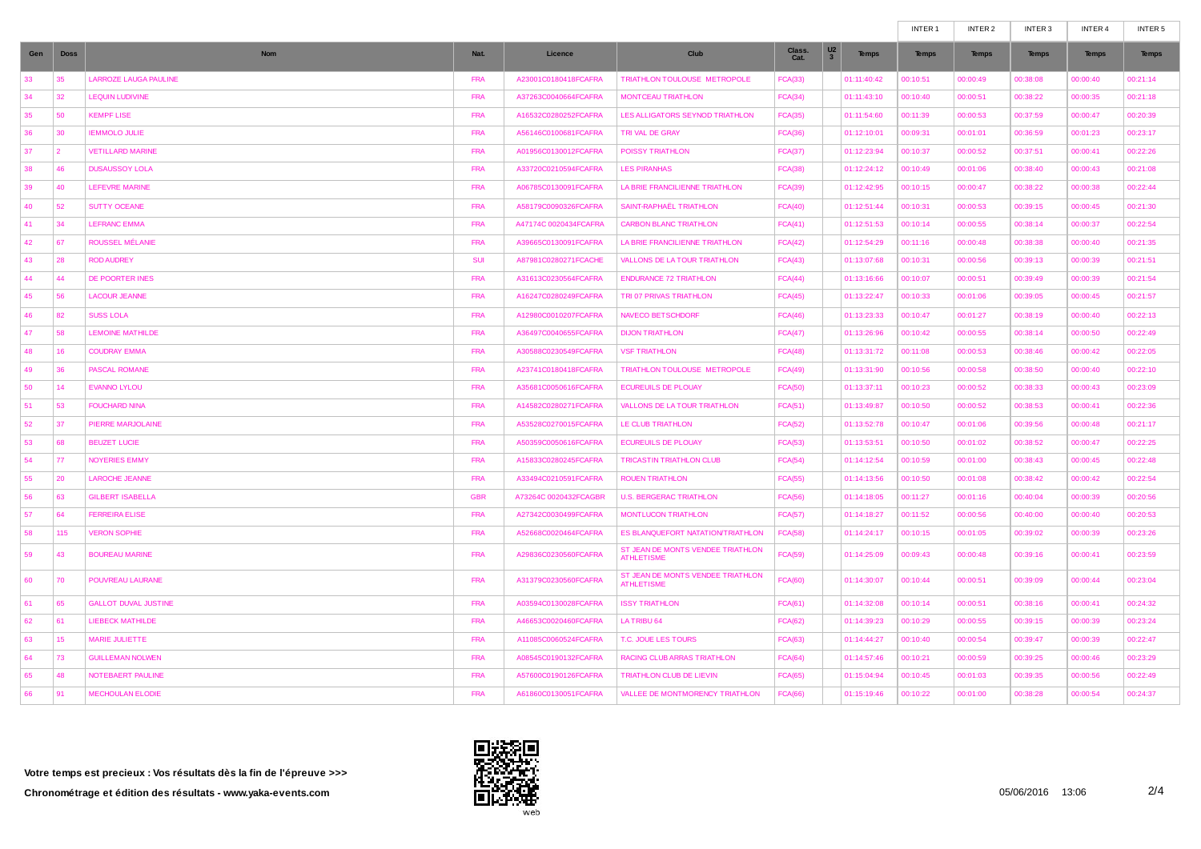| Gen | Doss | Nom | Nat. | Licence | Club | Class. Cat. | U23 | Temps | INTER 1 Temps | INTER 2 Temps | INTER 3 Temps | INTER 4 Temps | INTER 5 Temps |
|---|---|---|---|---|---|---|---|---|---|---|---|---|---|
| 33 | 35 | LARROZE LAUGA PAULINE | FRA | A23001C0180418FCAFRA | TRIATHLON TOULOUSE METROPOLE | FCA(33) | | 01:11:40:42 | 00:10:51 | 00:00:49 | 00:38:08 | 00:00:40 | 00:21:14 |
| 34 | 32 | LEQUIN LUDIVINE | FRA | A37263C0040664FCAFRA | MONTCEAU TRIATHLON | FCA(34) | | 01:11:43:10 | 00:10:40 | 00:00:51 | 00:38:22 | 00:00:35 | 00:21:18 |
| 35 | 50 | KEMPF LISE | FRA | A16532C0280252FCAFRA | LES ALLIGATORS SEYNOD TRIATHLON | FCA(35) | | 01:11:54:60 | 00:11:39 | 00:00:53 | 00:37:59 | 00:00:47 | 00:20:39 |
| 36 | 30 | IEMMOLO JULIE | FRA | A56146C0100681FCAFRA | TRI VAL DE GRAY | FCA(36) | | 01:12:10:01 | 00:09:31 | 00:01:01 | 00:36:59 | 00:01:23 | 00:23:17 |
| 37 | 2 | VETILLARD MARINE | FRA | A01956C0130012FCAFRA | POISSY TRIATHLON | FCA(37) | | 01:12:23:94 | 00:10:37 | 00:00:52 | 00:37:51 | 00:00:41 | 00:22:26 |
| 38 | 46 | DUSAUSSOY LOLA | FRA | A33720C0210594FCAFRA | LES PIRANHAS | FCA(38) | | 01:12:24:12 | 00:10:49 | 00:01:06 | 00:38:40 | 00:00:43 | 00:21:08 |
| 39 | 40 | LEFEVRE MARINE | FRA | A06785C0130091FCAFRA | LA BRIE FRANCILIENNE TRIATHLON | FCA(39) | | 01:12:42:95 | 00:10:15 | 00:00:47 | 00:38:22 | 00:00:38 | 00:22:44 |
| 40 | 52 | SUTTY OCEANE | FRA | A58179C0090326FCAFRA | SAINT-RAPHAËL TRIATHLON | FCA(40) | | 01:12:51:44 | 00:10:31 | 00:00:53 | 00:39:15 | 00:00:45 | 00:21:30 |
| 41 | 34 | LEFRANC EMMA | FRA | A47174C 0020434FCAFRA | CARBON BLANC TRIATHLON | FCA(41) | | 01:12:51:53 | 00:10:14 | 00:00:55 | 00:38:14 | 00:00:37 | 00:22:54 |
| 42 | 67 | ROUSSEL MÉLANIE | FRA | A39665C0130091FCAFRA | LA BRIE FRANCILIENNE TRIATHLON | FCA(42) | | 01:12:54:29 | 00:11:16 | 00:00:48 | 00:38:38 | 00:00:40 | 00:21:35 |
| 43 | 28 | ROD AUDREY | SUI | A87981C0280271FCACHE | VALLONS DE LA TOUR TRIATHLON | FCA(43) | | 01:13:07:68 | 00:10:31 | 00:00:56 | 00:39:13 | 00:00:39 | 00:21:51 |
| 44 | 44 | DE POORTER INES | FRA | A31613C0230564FCAFRA | ENDURANCE 72 TRIATHLON | FCA(44) | | 01:13:16:66 | 00:10:07 | 00:00:51 | 00:39:49 | 00:00:39 | 00:21:54 |
| 45 | 56 | LACOUR JEANNE | FRA | A16247C0280249FCAFRA | TRI 07 PRIVAS TRIATHLON | FCA(45) | | 01:13:22:47 | 00:10:33 | 00:01:06 | 00:39:05 | 00:00:45 | 00:21:57 |
| 46 | 82 | SUSS LOLA | FRA | A12980C0010207FCAFRA | NAVECO BETSCHDORF | FCA(46) | | 01:13:23:33 | 00:10:47 | 00:01:27 | 00:38:19 | 00:00:40 | 00:22:13 |
| 47 | 58 | LEMOINE MATHILDE | FRA | A36497C0040655FCAFRA | DIJON TRIATHLON | FCA(47) | | 01:13:26:96 | 00:10:42 | 00:00:55 | 00:38:14 | 00:00:50 | 00:22:49 |
| 48 | 16 | COUDRAY EMMA | FRA | A30588C0230549FCAFRA | VSF TRIATHLON | FCA(48) | | 01:13:31:72 | 00:11:08 | 00:00:53 | 00:38:46 | 00:00:42 | 00:22:05 |
| 49 | 36 | PASCAL ROMANE | FRA | A23741C0180418FCAFRA | TRIATHLON TOULOUSE METROPOLE | FCA(49) | | 01:13:31:90 | 00:10:56 | 00:00:58 | 00:38:50 | 00:00:40 | 00:22:10 |
| 50 | 14 | EVANNO LYLOU | FRA | A35681C0050616FCAFRA | ECUREUILS DE PLOUAY | FCA(50) | | 01:13:37:11 | 00:10:23 | 00:00:52 | 00:38:33 | 00:00:43 | 00:23:09 |
| 51 | 53 | FOUCHARD NINA | FRA | A14582C0280271FCAFRA | VALLONS DE LA TOUR TRIATHLON | FCA(51) | | 01:13:49:87 | 00:10:50 | 00:00:52 | 00:38:53 | 00:00:41 | 00:22:36 |
| 52 | 37 | PIERRE MARJOLAINE | FRA | A53528C0270015FCAFRA | LE CLUB TRIATHLON | FCA(52) | | 01:13:52:78 | 00:10:47 | 00:01:06 | 00:39:56 | 00:00:48 | 00:21:17 |
| 53 | 68 | BEUZET LUCIE | FRA | A50359C0050616FCAFRA | ECUREUILS DE PLOUAY | FCA(53) | | 01:13:53:51 | 00:10:50 | 00:01:02 | 00:38:52 | 00:00:47 | 00:22:25 |
| 54 | 77 | NOYERIES EMMY | FRA | A15833C0280245FCAFRA | TRICASTIN TRIATHLON CLUB | FCA(54) | | 01:14:12:54 | 00:10:59 | 00:01:00 | 00:38:43 | 00:00:45 | 00:22:48 |
| 55 | 20 | LAROCHE JEANNE | FRA | A33494C0210591FCAFRA | ROUEN TRIATHLON | FCA(55) | | 01:14:13:56 | 00:10:50 | 00:01:08 | 00:38:42 | 00:00:42 | 00:22:54 |
| 56 | 63 | GILBERT ISABELLA | GBR | A73264C 0020432FCAGBR | U.S. BERGERAC TRIATHLON | FCA(56) | | 01:14:18:05 | 00:11:27 | 00:01:16 | 00:40:04 | 00:00:39 | 00:20:56 |
| 57 | 64 | FERREIRA ELISE | FRA | A27342C0030499FCAFRA | MONTLUCON TRIATHLON | FCA(57) | | 01:14:18:27 | 00:11:52 | 00:00:56 | 00:40:00 | 00:00:40 | 00:20:53 |
| 58 | 115 | VERON SOPHIE | FRA | A52668C0020464FCAFRA | ES BLANQUEFORT NATATION/TRIATHLON | FCA(58) | | 01:14:24:17 | 00:10:15 | 00:01:05 | 00:39:02 | 00:00:39 | 00:23:26 |
| 59 | 43 | BOUREAU MARINE | FRA | A29836C0230560FCAFRA | ST JEAN DE MONTS VENDEE TRIATHLON ATHLETISME | FCA(59) | | 01:14:25:09 | 00:09:43 | 00:00:48 | 00:39:16 | 00:00:41 | 00:23:59 |
| 60 | 70 | POUVREAU LAURANE | FRA | A31379C0230560FCAFRA | ST JEAN DE MONTS VENDEE TRIATHLON ATHLETISME | FCA(60) | | 01:14:30:07 | 00:10:44 | 00:00:51 | 00:39:09 | 00:00:44 | 00:23:04 |
| 61 | 65 | GALLOT DUVAL JUSTINE | FRA | A03594C0130028FCAFRA | ISSY TRIATHLON | FCA(61) | | 01:14:32:08 | 00:10:14 | 00:00:51 | 00:38:16 | 00:00:41 | 00:24:32 |
| 62 | 61 | LIEBECK MATHILDE | FRA | A46653C0020460FCAFRA | LA TRIBU 64 | FCA(62) | | 01:14:39:23 | 00:10:29 | 00:00:55 | 00:39:15 | 00:00:39 | 00:23:24 |
| 63 | 15 | MARIE JULIETTE | FRA | A11085C0060524FCAFRA | T.C. JOUE LES TOURS | FCA(63) | | 01:14:44:27 | 00:10:40 | 00:00:54 | 00:39:47 | 00:00:39 | 00:22:47 |
| 64 | 73 | GUILLEMAN NOLWEN | FRA | A08545C0190132FCAFRA | RACING CLUB ARRAS TRIATHLON | FCA(64) | | 01:14:57:46 | 00:10:21 | 00:00:59 | 00:39:25 | 00:00:46 | 00:23:29 |
| 65 | 48 | NOTEBAERT PAULINE | FRA | A57600C0190126FCAFRA | TRIATHLON CLUB DE LIEVIN | FCA(65) | | 01:15:04:94 | 00:10:45 | 00:01:03 | 00:39:35 | 00:00:56 | 00:22:49 |
| 66 | 91 | MECHOULAN ELODIE | FRA | A61860C0130051FCAFRA | VALLEE DE MONTMORENCY TRIATHLON | FCA(66) | | 01:15:19:46 | 00:10:22 | 00:01:00 | 00:38:28 | 00:00:54 | 00:24:37 |

**Votre temps est precieux : Vos résultats dès la fin de l'épreuve >>>**

**Chronométrage et édition des résultats - www.yaka-events.com**

web

05/06/2016 13:06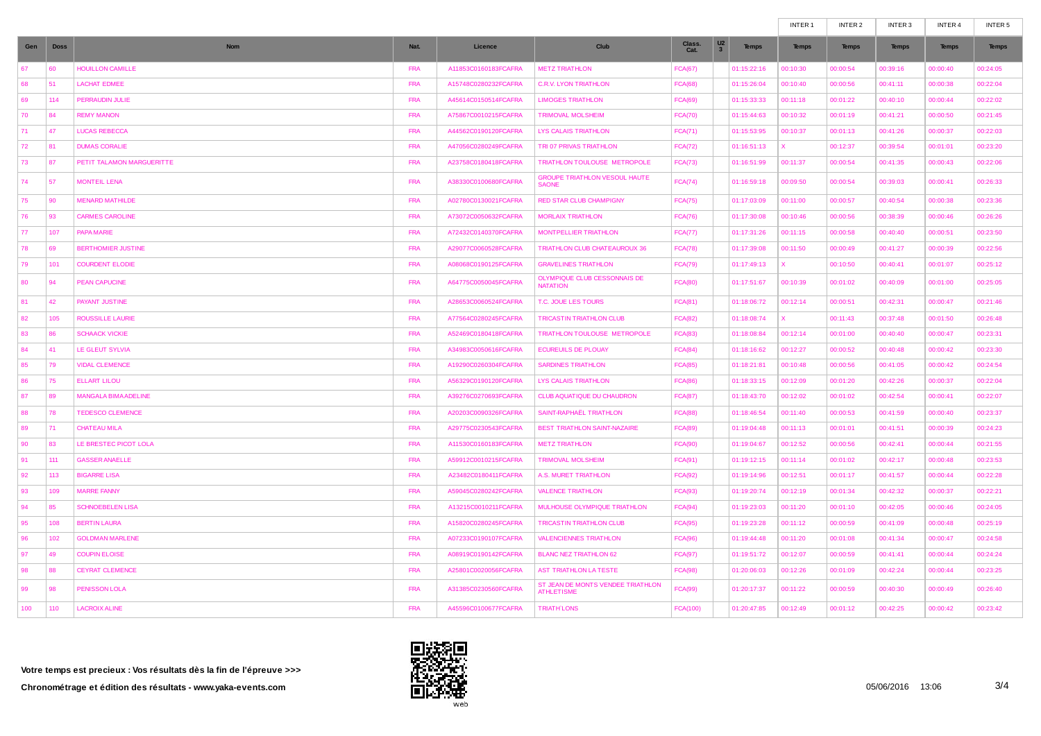| Gen | Doss | Nom | Nat. | Licence | Club | Class. Cat. | U23 | Temps | INTER 1 Temps | INTER 2 Temps | INTER 3 Temps | INTER 4 Temps | INTER 5 Temps |
|---|---|---|---|---|---|---|---|---|---|---|---|---|---|
| 67 | 60 | HOUILLON CAMILLE | FRA | A11853C0160183FCAFRA | METZ TRIATHLON | FCA(67) | | 01:15:22:16 | 00:10:30 | 00:00:54 | 00:39:16 | 00:00:40 | 00:24:05 |
| 68 | 51 | LACHAT EDMEE | FRA | A15748C0280232FCAFRA | C.R.V. LYON TRIATHLON | FCA(68) | | 01:15:26:04 | 00:10:40 | 00:00:56 | 00:41:11 | 00:00:38 | 00:22:04 |
| 69 | 114 | PERRAUDIN JULIE | FRA | A45614C0150514FCAFRA | LIMOGES TRIATHLON | FCA(69) | | 01:15:33:33 | 00:11:18 | 00:01:22 | 00:40:10 | 00:00:44 | 00:22:02 |
| 70 | 84 | REMY MANON | FRA | A75867C0010215FCAFRA | TRIMOVAL MOLSHEIM | FCA(70) | | 01:15:44:63 | 00:10:32 | 00:01:19 | 00:41:21 | 00:00:50 | 00:21:45 |
| 71 | 47 | LUCAS REBECCA | FRA | A44562C0190120FCAFRA | LYS CALAIS TRIATHLON | FCA(71) | | 01:15:53:95 | 00:10:37 | 00:01:13 | 00:41:26 | 00:00:37 | 00:22:03 |
| 72 | 81 | DUMAS CORALIE | FRA | A47056C0280249FCAFRA | TRI 07 PRIVAS TRIATHLON | FCA(72) | | 01:16:51:13 | X | 00:12:37 | 00:39:54 | 00:01:01 | 00:23:20 |
| 73 | 87 | PETIT TALAMON MARGUERITTE | FRA | A23758C0180418FCAFRA | TRIATHLON TOULOUSE METROPOLE | FCA(73) | | 01:16:51:99 | 00:11:37 | 00:00:54 | 00:41:35 | 00:00:43 | 00:22:06 |
| 74 | 57 | MONTEIL LENA | FRA | A38330C0100680FCAFRA | GROUPE TRIATHLON VESOUL HAUTE SAONE | FCA(74) | | 01:16:59:18 | 00:09:50 | 00:00:54 | 00:39:03 | 00:00:41 | 00:26:33 |
| 75 | 90 | MENARD MATHILDE | FRA | A02780C0130021FCAFRA | RED STAR CLUB CHAMPIGNY | FCA(75) | | 01:17:03:09 | 00:11:00 | 00:00:57 | 00:40:54 | 00:00:38 | 00:23:36 |
| 76 | 93 | CARMES CAROLINE | FRA | A73072C0050632FCAFRA | MORLAIX TRIATHLON | FCA(76) | | 01:17:30:08 | 00:10:46 | 00:00:56 | 00:38:39 | 00:00:46 | 00:26:26 |
| 77 | 107 | PAPA MARIE | FRA | A72432C0140370FCAFRA | MONTPELLIER TRIATHLON | FCA(77) | | 01:17:31:26 | 00:11:15 | 00:00:58 | 00:40:40 | 00:00:51 | 00:23:50 |
| 78 | 69 | BERTHOMIER JUSTINE | FRA | A29077C0060528FCAFRA | TRIATHLON CLUB CHATEAUROUX 36 | FCA(78) | | 01:17:39:08 | 00:11:50 | 00:00:49 | 00:41:27 | 00:00:39 | 00:22:56 |
| 79 | 101 | COURDENT ELODIE | FRA | A08068C0190125FCAFRA | GRAVELINES TRIATHLON | FCA(79) | | 01:17:49:13 | X | 00:10:50 | 00:40:41 | 00:01:07 | 00:25:12 |
| 80 | 94 | PEAN CAPUCINE | FRA | A64775C0050045FCAFRA | OLYMPIQUE CLUB CESSONNAIS DE NATATION | FCA(80) | | 01:17:51:67 | 00:10:39 | 00:01:02 | 00:40:09 | 00:01:00 | 00:25:05 |
| 81 | 42 | PAYANT JUSTINE | FRA | A28653C0060524FCAFRA | T.C. JOUE LES TOURS | FCA(81) | | 01:18:06:72 | 00:12:14 | 00:00:51 | 00:42:31 | 00:00:47 | 00:21:46 |
| 82 | 105 | ROUSSILLE LAURIE | FRA | A77564C0280245FCAFRA | TRICASTIN TRIATHLON CLUB | FCA(82) | | 01:18:08:74 | X | 00:11:43 | 00:37:48 | 00:01:50 | 00:26:48 |
| 83 | 86 | SCHAACK VICKIE | FRA | A52469C0180418FCAFRA | TRIATHLON TOULOUSE METROPOLE | FCA(83) | | 01:18:08:84 | 00:12:14 | 00:01:00 | 00:40:40 | 00:00:47 | 00:23:31 |
| 84 | 41 | LE GLEUT SYLVIA | FRA | A34983C0050616FCAFRA | ECUREUILS DE PLOUAY | FCA(84) | | 01:18:16:62 | 00:12:27 | 00:00:52 | 00:40:48 | 00:00:42 | 00:23:30 |
| 85 | 79 | VIDAL CLEMENCE | FRA | A19290C0260304FCAFRA | SARDINES TRIATHLON | FCA(85) | | 01:18:21:81 | 00:10:48 | 00:00:56 | 00:41:05 | 00:00:42 | 00:24:54 |
| 86 | 75 | ELLART LILOU | FRA | A56329C0190120FCAFRA | LYS CALAIS TRIATHLON | FCA(86) | | 01:18:33:15 | 00:12:09 | 00:01:20 | 00:42:26 | 00:00:37 | 00:22:04 |
| 87 | 89 | MANGALA BIMAADELINE | FRA | A39276C0270693FCAFRA | CLUB AQUATIQUE DU CHAUDRON | FCA(87) | | 01:18:43:70 | 00:12:02 | 00:01:02 | 00:42:54 | 00:00:41 | 00:22:07 |
| 88 | 78 | TEDESCO CLEMENCE | FRA | A20203C0090326FCAFRA | SAINT-RAPHAËL TRIATHLON | FCA(88) | | 01:18:46:54 | 00:11:40 | 00:00:53 | 00:41:59 | 00:00:40 | 00:23:37 |
| 89 | 71 | CHATEAU MILA | FRA | A29775C0230543FCAFRA | BEST TRIATHLON SAINT-NAZAIRE | FCA(89) | | 01:19:04:48 | 00:11:13 | 00:01:01 | 00:41:51 | 00:00:39 | 00:24:23 |
| 90 | 83 | LE BRESTEC PICOT LOLA | FRA | A11530C0160183FCAFRA | METZ TRIATHLON | FCA(90) | | 01:19:04:67 | 00:12:52 | 00:00:56 | 00:42:41 | 00:00:44 | 00:21:55 |
| 91 | 111 | GASSER ANAELLE | FRA | A59912C0010215FCAFRA | TRIMOVAL MOLSHEIM | FCA(91) | | 01:19:12:15 | 00:11:14 | 00:01:02 | 00:42:17 | 00:00:48 | 00:23:53 |
| 92 | 113 | BIGARRE LISA | FRA | A23482C0180411FCAFRA | A.S. MURET TRIATHLON | FCA(92) | | 01:19:14:96 | 00:12:51 | 00:01:17 | 00:41:57 | 00:00:44 | 00:22:28 |
| 93 | 109 | MARRE FANNY | FRA | A59045C0280242FCAFRA | VALENCE TRIATHLON | FCA(93) | | 01:19:20:74 | 00:12:19 | 00:01:34 | 00:42:32 | 00:00:37 | 00:22:21 |
| 94 | 85 | SCHNOEBELEN LISA | FRA | A13215C0010211FCAFRA | MULHOUSE OLYMPIQUE TRIATHLON | FCA(94) | | 01:19:23:03 | 00:11:20 | 00:01:10 | 00:42:06 | 00:00:46 | 00:24:05 |
| 95 | 108 | BERTIN LAURA | FRA | A15820C0280245FCAFRA | TRICASTIN TRIATHLON CLUB | FCA(95) | | 01:19:23:28 | 00:11:12 | 00:00:59 | 00:41:09 | 00:00:48 | 00:25:19 |
| 96 | 102 | GOLDMAN MARLENE | FRA | A07233C0190107FCAFRA | VALENCIENNES TRIATHLON | FCA(96) | | 01:19:44:48 | 00:11:20 | 00:01:08 | 00:41:34 | 00:00:47 | 00:24:58 |
| 97 | 49 | COUPIN ELOISE | FRA | A08919C0190142FCAFRA | BLANC NEZ TRIATHLON 62 | FCA(97) | | 01:19:51:72 | 00:12:07 | 00:00:59 | 00:41:41 | 00:00:44 | 00:24:24 |
| 98 | 88 | CEYRAT CLEMENCE | FRA | A25801C0020056FCAFRA | AST TRIATHLON LA TESTE | FCA(98) | | 01:20:06:03 | 00:12:26 | 00:01:09 | 00:42:24 | 00:00:44 | 00:23:25 |
| 99 | 98 | PENISSON LOLA | FRA | A31385C0230560FCAFRA | ST JEAN DE MONTS VENDEE TRIATHLON ATHLETISME | FCA(99) | | 01:20:17:37 | 00:11:22 | 00:00:59 | 00:40:30 | 00:00:49 | 00:26:40 |
| 100 | 110 | LACROIX ALINE | FRA | A45596C0100677FCAFRA | TRIATH'LONS | FCA(100) | | 01:20:47:85 | 00:12:49 | 00:01:12 | 00:42:25 | 00:00:42 | 00:23:42 |

**Votre temps est precieux : Vos résultats dès la fin de l'épreuve >>>**

**Chronométrage et édition des résultats - www.yaka-events.com**

web

05/06/2016 13:06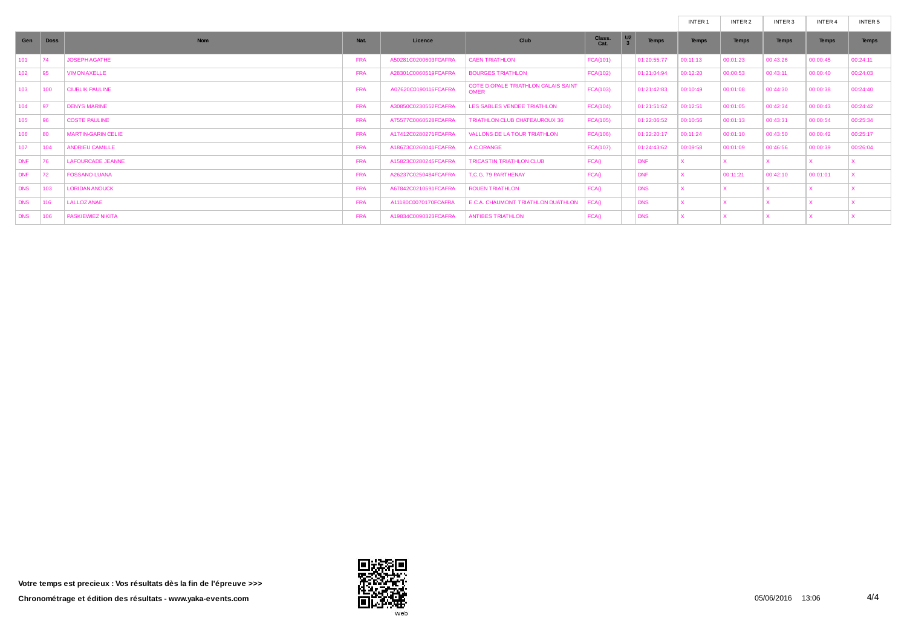| Gen | Doss | Nom | Nat. | Licence | Club | Class. Cat. | U23 | Temps | INTER 1 Temps | INTER 2 Temps | INTER 3 Temps | INTER 4 Temps | INTER 5 Temps |
|---|---|---|---|---|---|---|---|---|---|---|---|---|---|
| 101 | 74 | JOSEPH AGATHE | FRA | A50281C0200603FCAFRA | CAEN TRIATHLON | FCA(101) | | 01:20:55:77 | 00:11:13 | 00:01:23 | 00:43:26 | 00:00:45 | 00:24:11 |
| 102 | 95 | VIMON AXELLE | FRA | A28301C0060519FCAFRA | BOURGES TRIATHLON | FCA(102) | | 01:21:04:94 | 00:12:20 | 00:00:53 | 00:43:11 | 00:00:40 | 00:24:03 |
| 103 | 100 | CIURLIK PAULINE | FRA | A07620C0190116FCAFRA | COTE D OPALE TRIATHLON CALAIS SAINT OMER | FCA(103) | | 01:21:42:83 | 00:10:49 | 00:01:08 | 00:44:30 | 00:00:38 | 00:24:40 |
| 104 | 97 | DENYS MARINE | FRA | A30850C0230552FCAFRA | LES SABLES VENDEE TRIATHLON | FCA(104) | | 01:21:51:62 | 00:12:51 | 00:01:05 | 00:42:34 | 00:00:43 | 00:24:42 |
| 105 | 96 | COSTE PAULINE | FRA | A75577C0060528FCAFRA | TRIATHLON CLUB CHATEAUROUX 36 | FCA(105) | | 01:22:06:52 | 00:10:56 | 00:01:13 | 00:43:31 | 00:00:54 | 00:25:34 |
| 106 | 80 | MARTIN-GARIN CELIE | FRA | A17412C0280271FCAFRA | VALLONS DE LA TOUR TRIATHLON | FCA(106) | | 01:22:20:17 | 00:11:24 | 00:01:10 | 00:43:50 | 00:00:42 | 00:25:17 |
| 107 | 104 | ANDRIEU CAMILLE | FRA | A18673C0260041FCAFRA | A.C.ORANGE | FCA(107) | | 01:24:43:62 | 00:09:58 | 00:01:09 | 00:46:56 | 00:00:39 | 00:26:04 |
| DNF | 76 | LAFOURCADE JEANNE | FRA | A15823C0280245FCAFRA | TRICASTIN TRIATHLON CLUB | FCA() | | DNF | X | X | X | X | X |
| DNF | 72 | FOSSANO LUANA | FRA | A26237C0250484FCAFRA | T.C.G. 79 PARTHENAY | FCA() | | DNF | X | 00:11:21 | 00:42:10 | 00:01:01 | X |
| DNS | 103 | LORIDAN ANOUCK | FRA | A67842C0210591FCAFRA | ROUEN TRIATHLON | FCA() | | DNS | X | X | X | X | X |
| DNS | 116 | LALLOZ ANAE | FRA | A11180C0070170FCAFRA | E.C.A. CHAUMONT TRIATHLON DUATHLON | FCA() | | DNS | X | X | X | X | X |
| DNS | 106 | PASKIEWIEZ NIKITA | FRA | A19834C0090323FCAFRA | ANTIBES TRIATHLON | FCA() | | DNS | X | X | X | X | X |

**Votre temps est precieux : Vos résultats dès la fin de l'épreuve >>>**

**Chronométrage et édition des résultats - www.yaka-events.com**

web

05/06/2016 13:06